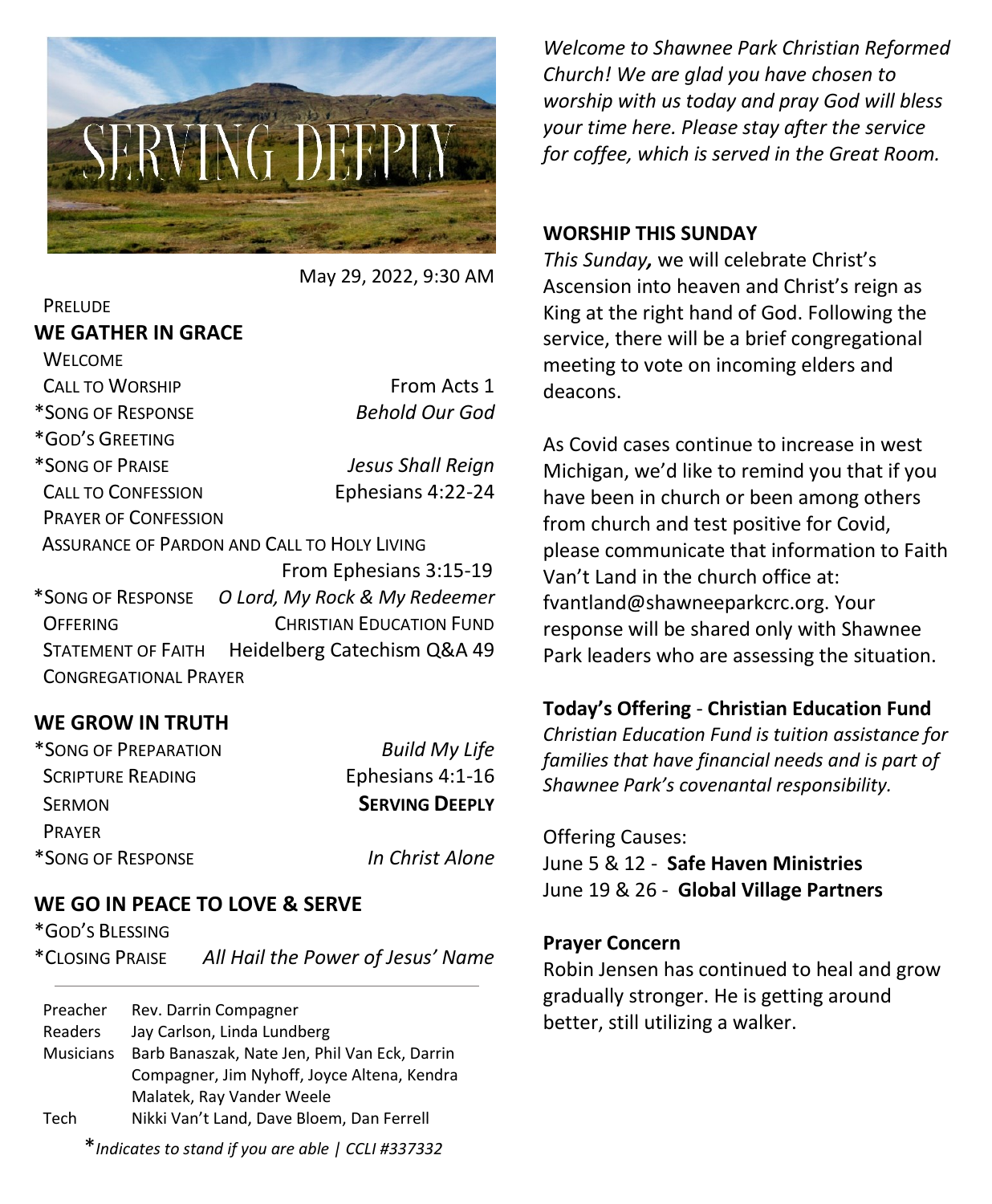SERVING DEEPLY

May 29, 2022, 9:30 AM

PRELUDE

## WE GATHER IN GRACE

WELCOME

CALL TO WORSHIP — From Acts 1

*SONG OF RESPONSE — *Behold Our God*

*GOD'S GREETING

*SONG OF PRAISE — *Jesus Shall Reign*

CALL TO CONFESSION — Ephesians 4:22-24

PRAYER OF CONFESSION

ASSURANCE OF PARDON AND CALL TO HOLY LIVING — From Ephesians 3:15-19

*SONG OF RESPONSE — *O Lord, My Rock & My Redeemer*

OFFERING — CHRISTIAN EDUCATION FUND

STATEMENT OF FAITH — Heidelberg Catechism Q&A 49

CONGREGATIONAL PRAYER

## WE GROW IN TRUTH

*SONG OF PREPARATION — *Build My Life*

SCRIPTURE READING — Ephesians 4:1-16

SERMON — **SERVING DEEPLY**

PRAYER

*SONG OF RESPONSE — *In Christ Alone*

## WE GO IN PEACE TO LOVE & SERVE

*GOD'S BLESSING

*CLOSING PRAISE — *All Hail the Power of Jesus' Name*

---

| | |
|---|---|
| Preacher | Rev. Darrin Compagner |
| Readers | Jay Carlson, Linda Lundberg |
| Musicians | Barb Banaszak, Nate Jen, Phil Van Eck, Darrin Compagner, Jim Nyhoff, Joyce Altena, Kendra Malatek, Ray Vander Weele |
| Tech | Nikki Van't Land, Dave Bloem, Dan Ferrell |

**Indicates to stand if you are able | CCLI #337332*

*Welcome to Shawnee Park Christian Reformed Church! We are glad you have chosen to worship with us today and pray God will bless your time here. Please stay after the service for coffee, which is served in the Great Room.*

**WORSHIP THIS SUNDAY**

*This Sunday,* we will celebrate Christ's Ascension into heaven and Christ's reign as King at the right hand of God. Following the service, there will be a brief congregational meeting to vote on incoming elders and deacons.

As Covid cases continue to increase in west Michigan, we'd like to remind you that if you have been in church or been among others from church and test positive for Covid, please communicate that information to Faith Van't Land in the church office at: fvantland@shawneeparkcrc.org. Your response will be shared only with Shawnee Park leaders who are assessing the situation.

**Today's Offering** - **Christian Education Fund**

*Christian Education Fund is tuition assistance for families that have financial needs and is part of Shawnee Park's covenantal responsibility.*

Offering Causes:
June 5 & 12 - **Safe Haven Ministries**
June 19 & 26 - **Global Village Partners**

**Prayer Concern**

Robin Jensen has continued to heal and grow gradually stronger. He is getting around better, still utilizing a walker.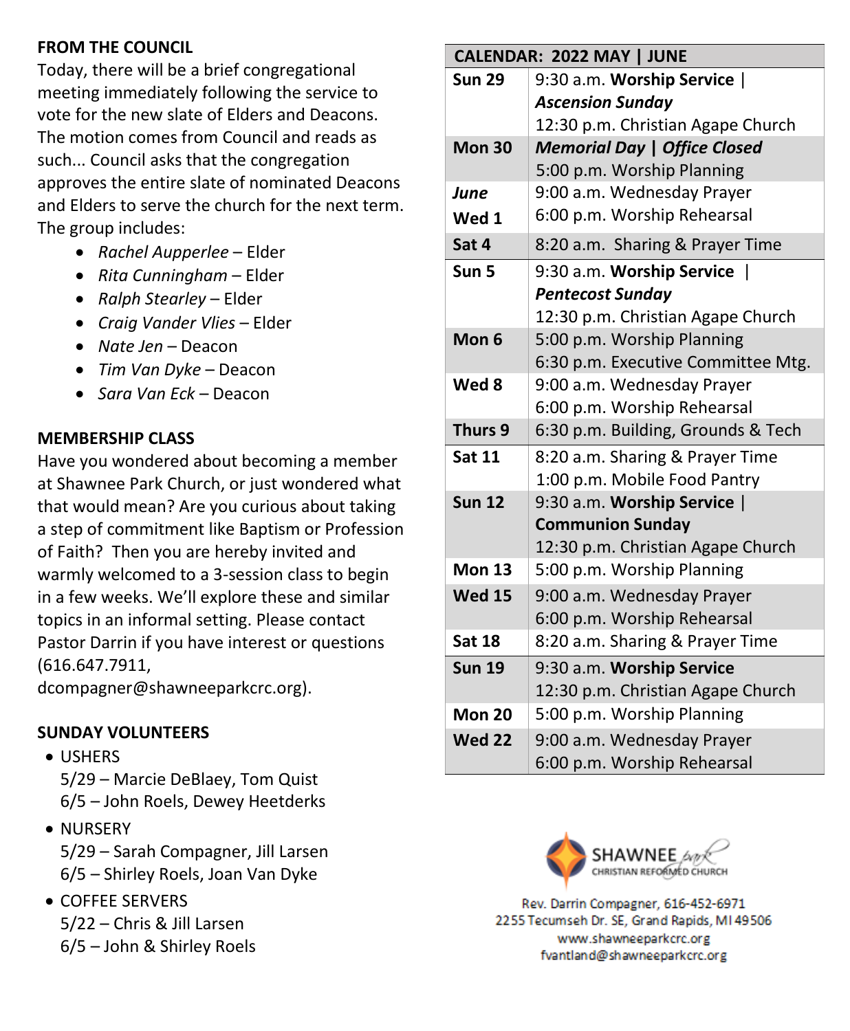## FROM THE COUNCIL

Today, there will be a brief congregational meeting immediately following the service to vote for the new slate of Elders and Deacons. The motion comes from Council and reads as such... Council asks that the congregation approves the entire slate of nominated Deacons and Elders to serve the church for the next term. The group includes:

- *Rachel Aupperlee* – Elder
- *Rita Cunningham* – Elder
- *Ralph Stearley* – Elder
- *Craig Vander Vlies* – Elder
- *Nate Jen* – Deacon
- *Tim Van Dyke* – Deacon
- *Sara Van Eck* – Deacon

## MEMBERSHIP CLASS

Have you wondered about becoming a member at Shawnee Park Church, or just wondered what that would mean? Are you curious about taking a step of commitment like Baptism or Profession of Faith? Then you are hereby invited and warmly welcomed to a 3-session class to begin in a few weeks. We'll explore these and similar topics in an informal setting. Please contact Pastor Darrin if you have interest or questions (616.647.7911, dcompagner@shawneeparkcrc.org).

## SUNDAY VOLUNTEERS

- USHERS
  5/29 – Marcie DeBlaey, Tom Quist
  6/5 – John Roels, Dewey Heetderks
- NURSERY
  5/29 – Sarah Compagner, Jill Larsen
  6/5 – Shirley Roels, Joan Van Dyke
- COFFEE SERVERS
  5/22 – Chris & Jill Larsen
  6/5 – John & Shirley Roels

| CALENDAR: 2022 MAY \| JUNE | |
|---|---|
| **Sun 29** | 9:30 a.m. **Worship Service** \| ***Ascension Sunday***<br>12:30 p.m. Christian Agape Church |
| **Mon 30** | ***Memorial Day \| Office Closed***<br>5:00 p.m. Worship Planning |
| ***June*** **Wed 1** | 9:00 a.m. Wednesday Prayer<br>6:00 p.m. Worship Rehearsal |
| **Sat 4** | 8:20 a.m. Sharing & Prayer Time |
| **Sun 5** | 9:30 a.m. **Worship Service** \| ***Pentecost Sunday***<br>12:30 p.m. Christian Agape Church |
| **Mon 6** | 5:00 p.m. Worship Planning<br>6:30 p.m. Executive Committee Mtg. |
| **Wed 8** | 9:00 a.m. Wednesday Prayer<br>6:00 p.m. Worship Rehearsal |
| **Thurs 9** | 6:30 p.m. Building, Grounds & Tech |
| **Sat 11** | 8:20 a.m. Sharing & Prayer Time<br>1:00 p.m. Mobile Food Pantry |
| **Sun 12** | 9:30 a.m. **Worship Service** \| **Communion Sunday**<br>12:30 p.m. Christian Agape Church |
| **Mon 13** | 5:00 p.m. Worship Planning |
| **Wed 15** | 9:00 a.m. Wednesday Prayer<br>6:00 p.m. Worship Rehearsal |
| **Sat 18** | 8:20 a.m. Sharing & Prayer Time |
| **Sun 19** | 9:30 a.m. **Worship Service**<br>12:30 p.m. Christian Agape Church |
| **Mon 20** | 5:00 p.m. Worship Planning |
| **Wed 22** | 9:00 a.m. Wednesday Prayer<br>6:00 p.m. Worship Rehearsal |

SHAWNEE park
CHRISTIAN REFORMED CHURCH

Rev. Darrin Compagner, 616-452-6971
2255 Tecumseh Dr. SE, Grand Rapids, MI 49506
www.shawneeparkcrc.org
fvantland@shawneeparkcrc.org